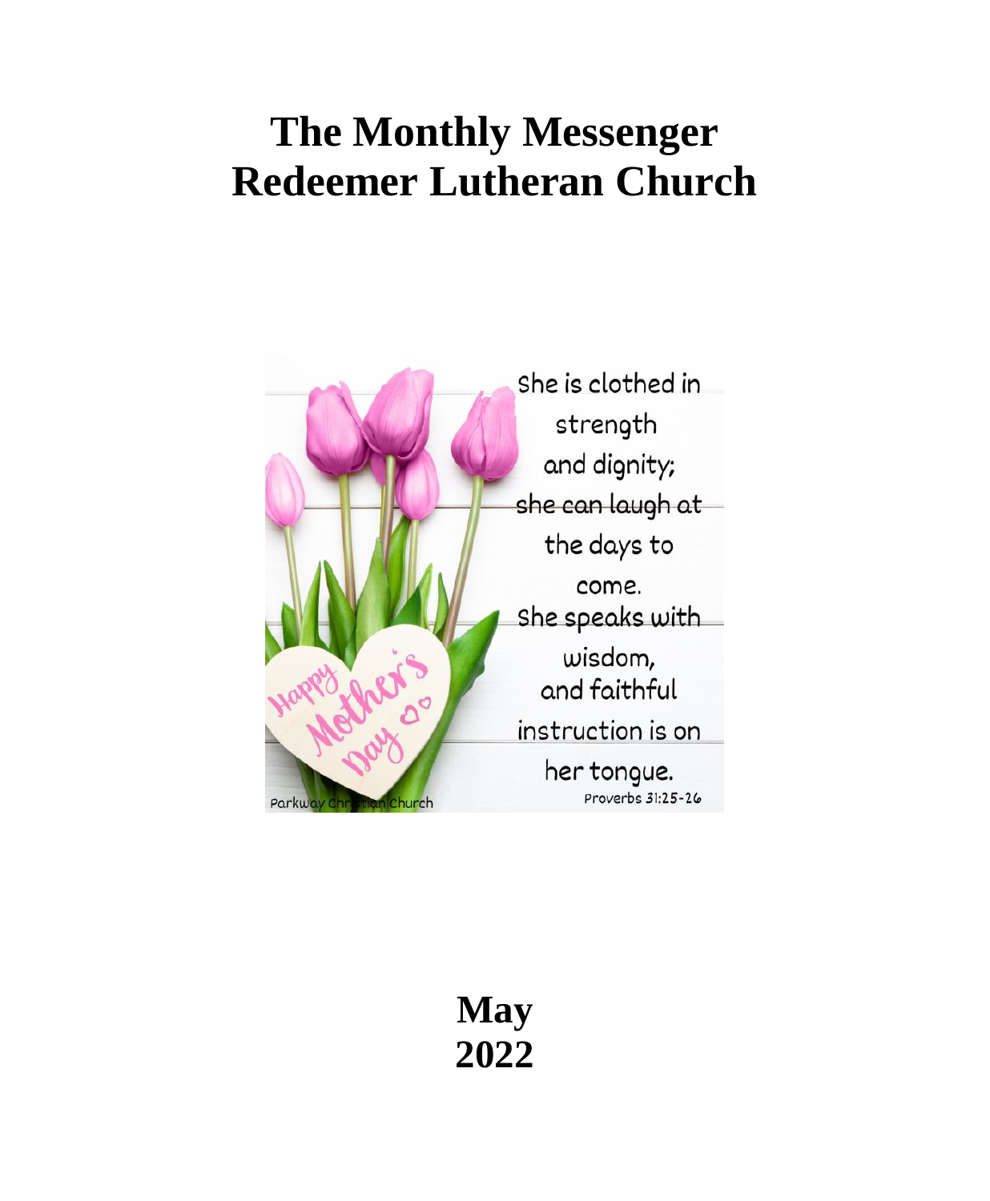# The Monthly Messenger
# Redeemer Lutheran Church

She is clothed in strength and dignity; she can laugh at the days to come. She speaks with wisdom, and faithful instruction is on her tongue.

Proverbs 31:25-26

Happy Mother's Day

Parkway Christian Church

**May**
**2022**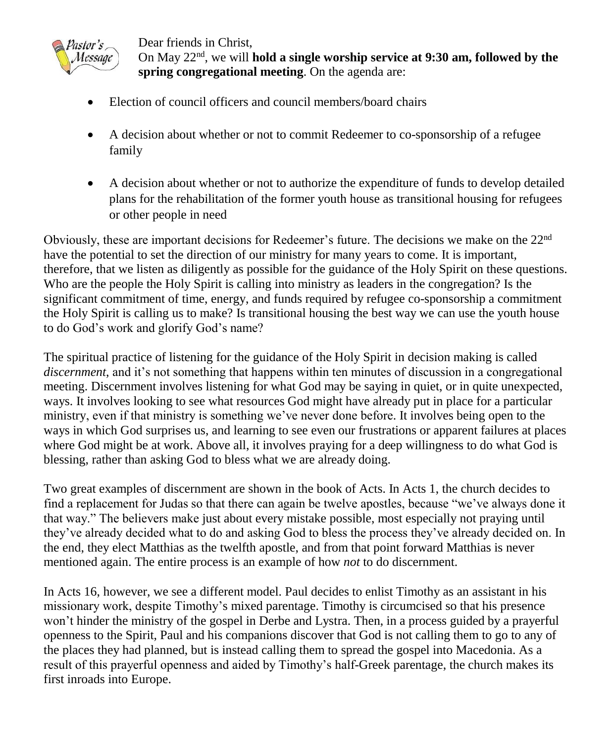Pastor's Message

Dear friends in Christ,
On May 22nd, we will **hold a single worship service at 9:30 am, followed by the spring congregational meeting**. On the agenda are:

- Election of council officers and council members/board chairs
- A decision about whether or not to commit Redeemer to co-sponsorship of a refugee family
- A decision about whether or not to authorize the expenditure of funds to develop detailed plans for the rehabilitation of the former youth house as transitional housing for refugees or other people in need

Obviously, these are important decisions for Redeemer's future. The decisions we make on the 22nd have the potential to set the direction of our ministry for many years to come. It is important, therefore, that we listen as diligently as possible for the guidance of the Holy Spirit on these questions. Who are the people the Holy Spirit is calling into ministry as leaders in the congregation? Is the significant commitment of time, energy, and funds required by refugee co-sponsorship a commitment the Holy Spirit is calling us to make? Is transitional housing the best way we can use the youth house to do God's work and glorify God's name?

The spiritual practice of listening for the guidance of the Holy Spirit in decision making is called *discernment*, and it's not something that happens within ten minutes of discussion in a congregational meeting. Discernment involves listening for what God may be saying in quiet, or in quite unexpected, ways. It involves looking to see what resources God might have already put in place for a particular ministry, even if that ministry is something we've never done before. It involves being open to the ways in which God surprises us, and learning to see even our frustrations or apparent failures at places where God might be at work. Above all, it involves praying for a deep willingness to do what God is blessing, rather than asking God to bless what we are already doing.

Two great examples of discernment are shown in the book of Acts. In Acts 1, the church decides to find a replacement for Judas so that there can again be twelve apostles, because "we've always done it that way." The believers make just about every mistake possible, most especially not praying until they've already decided what to do and asking God to bless the process they've already decided on. In the end, they elect Matthias as the twelfth apostle, and from that point forward Matthias is never mentioned again. The entire process is an example of how *not* to do discernment.

In Acts 16, however, we see a different model. Paul decides to enlist Timothy as an assistant in his missionary work, despite Timothy's mixed parentage. Timothy is circumcised so that his presence won't hinder the ministry of the gospel in Derbe and Lystra. Then, in a process guided by a prayerful openness to the Spirit, Paul and his companions discover that God is not calling them to go to any of the places they had planned, but is instead calling them to spread the gospel into Macedonia. As a result of this prayerful openness and aided by Timothy's half-Greek parentage, the church makes its first inroads into Europe.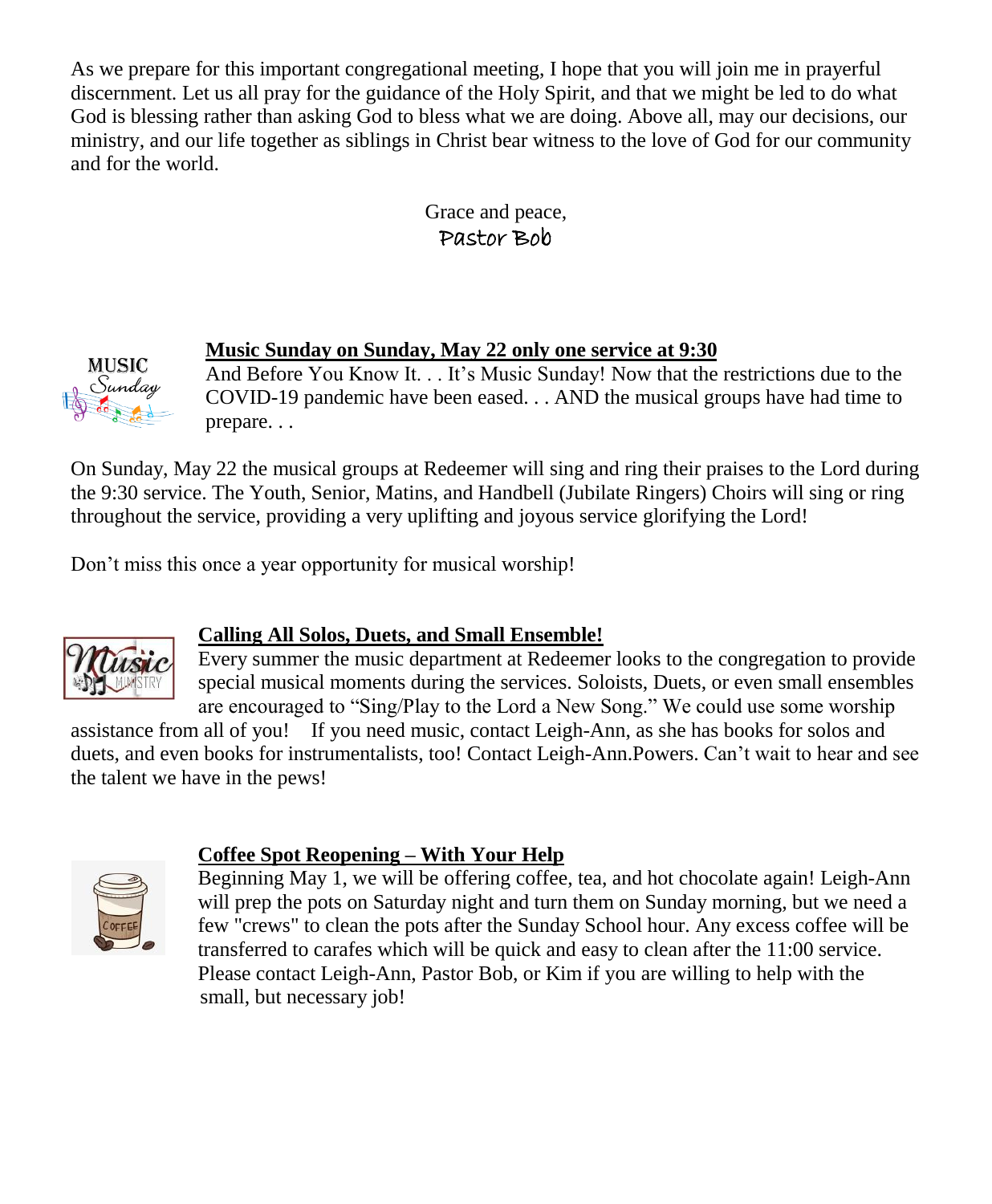As we prepare for this important congregational meeting, I hope that you will join me in prayerful discernment. Let us all pray for the guidance of the Holy Spirit, and that we might be led to do what God is blessing rather than asking God to bless what we are doing. Above all, may our decisions, our ministry, and our life together as siblings in Christ bear witness to the love of God for our community and for the world.

Grace and peace,
Pastor Bob

## Music Sunday on Sunday, May 22 only one service at 9:30

And Before You Know It. . . It's Music Sunday! Now that the restrictions due to the COVID-19 pandemic have been eased. . . AND the musical groups have had time to prepare. . .

On Sunday, May 22 the musical groups at Redeemer will sing and ring their praises to the Lord during the 9:30 service. The Youth, Senior, Matins, and Handbell (Jubilate Ringers) Choirs will sing or ring throughout the service, providing a very uplifting and joyous service glorifying the Lord!

Don't miss this once a year opportunity for musical worship!

## Calling All Solos, Duets, and Small Ensemble!

Every summer the music department at Redeemer looks to the congregation to provide special musical moments during the services. Soloists, Duets, or even small ensembles are encouraged to "Sing/Play to the Lord a New Song." We could use some worship assistance from all of you!   If you need music, contact Leigh-Ann, as she has books for solos and duets, and even books for instrumentalists, too! Contact Leigh-Ann.Powers. Can't wait to hear and see the talent we have in the pews!

## Coffee Spot Reopening – With Your Help

Beginning May 1, we will be offering coffee, tea, and hot chocolate again! Leigh-Ann will prep the pots on Saturday night and turn them on Sunday morning, but we need a few "crews" to clean the pots after the Sunday School hour. Any excess coffee will be transferred to carafes which will be quick and easy to clean after the 11:00 service. Please contact Leigh-Ann, Pastor Bob, or Kim if you are willing to help with the small, but necessary job!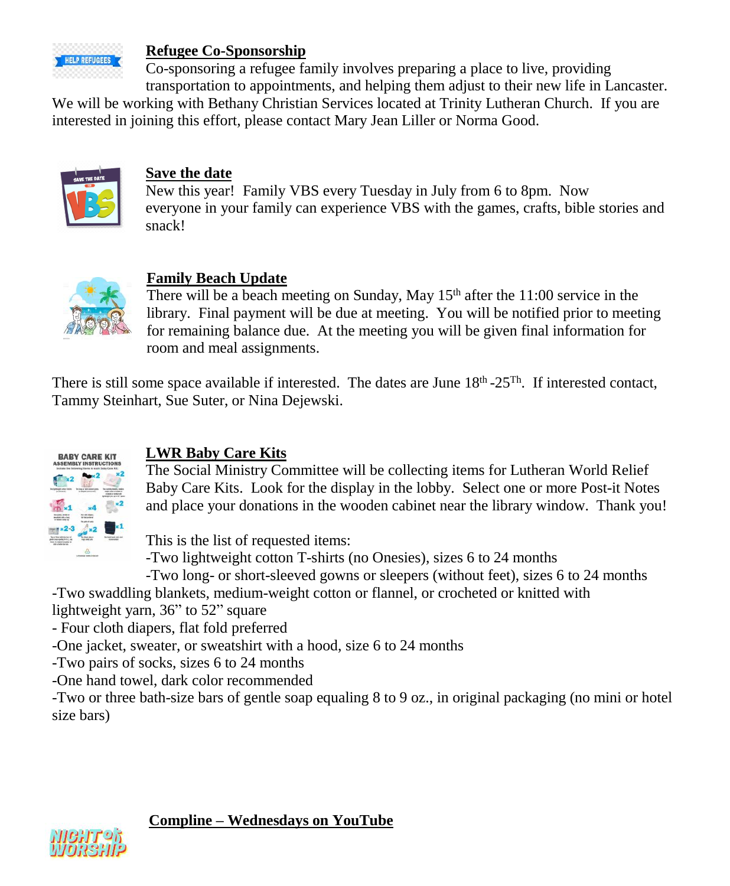## Refugee Co-Sponsorship

Co-sponsoring a refugee family involves preparing a place to live, providing transportation to appointments, and helping them adjust to their new life in Lancaster. We will be working with Bethany Christian Services located at Trinity Lutheran Church. If you are interested in joining this effort, please contact Mary Jean Liller or Norma Good.

## Save the date

New this year! Family VBS every Tuesday in July from 6 to 8pm. Now everyone in your family can experience VBS with the games, crafts, bible stories and snack!

## Family Beach Update

There will be a beach meeting on Sunday, May 15th after the 11:00 service in the library. Final payment will be due at meeting. You will be notified prior to meeting for remaining balance due. At the meeting you will be given final information for room and meal assignments.

There is still some space available if interested. The dates are June 18th -25Th. If interested contact, Tammy Steinhart, Sue Suter, or Nina Dejewski.

## LWR Baby Care Kits

The Social Ministry Committee will be collecting items for Lutheran World Relief Baby Care Kits. Look for the display in the lobby. Select one or more Post-it Notes and place your donations in the wooden cabinet near the library window. Thank you!

This is the list of requested items:

-Two lightweight cotton T-shirts (no Onesies), sizes 6 to 24 months
-Two long- or short-sleeved gowns or sleepers (without feet), sizes 6 to 24 months
-Two swaddling blankets, medium-weight cotton or flannel, or crocheted or knitted with lightweight yarn, 36" to 52" square
- Four cloth diapers, flat fold preferred
-One jacket, sweater, or sweatshirt with a hood, size 6 to 24 months
-Two pairs of socks, sizes 6 to 24 months
-One hand towel, dark color recommended
-Two or three bath-size bars of gentle soap equaling 8 to 9 oz., in original packaging (no mini or hotel size bars)

## Compline – Wednesdays on YouTube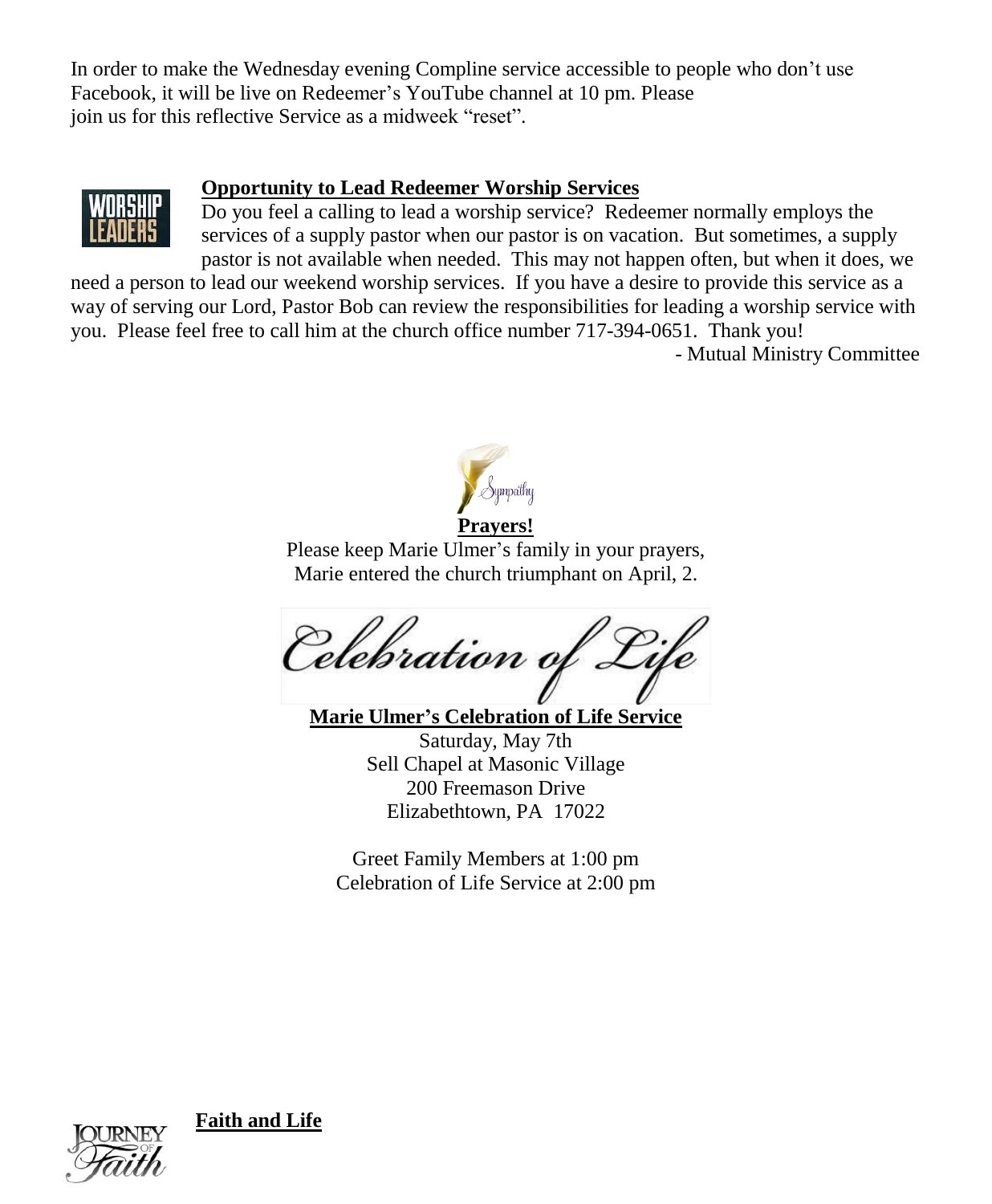In order to make the Wednesday evening Compline service accessible to people who don't use Facebook, it will be live on Redeemer's YouTube channel at 10 pm. Please join us for this reflective Service as a midweek "reset".

**Opportunity to Lead Redeemer Worship Services**

Do you feel a calling to lead a worship service? Redeemer normally employs the services of a supply pastor when our pastor is on vacation. But sometimes, a supply pastor is not available when needed. This may not happen often, but when it does, we need a person to lead our weekend worship services. If you have a desire to provide this service as a way of serving our Lord, Pastor Bob can review the responsibilities for leading a worship service with you. Please feel free to call him at the church office number 717-394-0651. Thank you!

- Mutual Ministry Committee

**Prayers!**

Please keep Marie Ulmer's family in your prayers, Marie entered the church triumphant on April, 2.

*Celebration of Life*

**Marie Ulmer's Celebration of Life Service**

Saturday, May 7th
Sell Chapel at Masonic Village
200 Freemason Drive
Elizabethtown, PA 17022

Greet Family Members at 1:00 pm
Celebration of Life Service at 2:00 pm

**Faith and Life**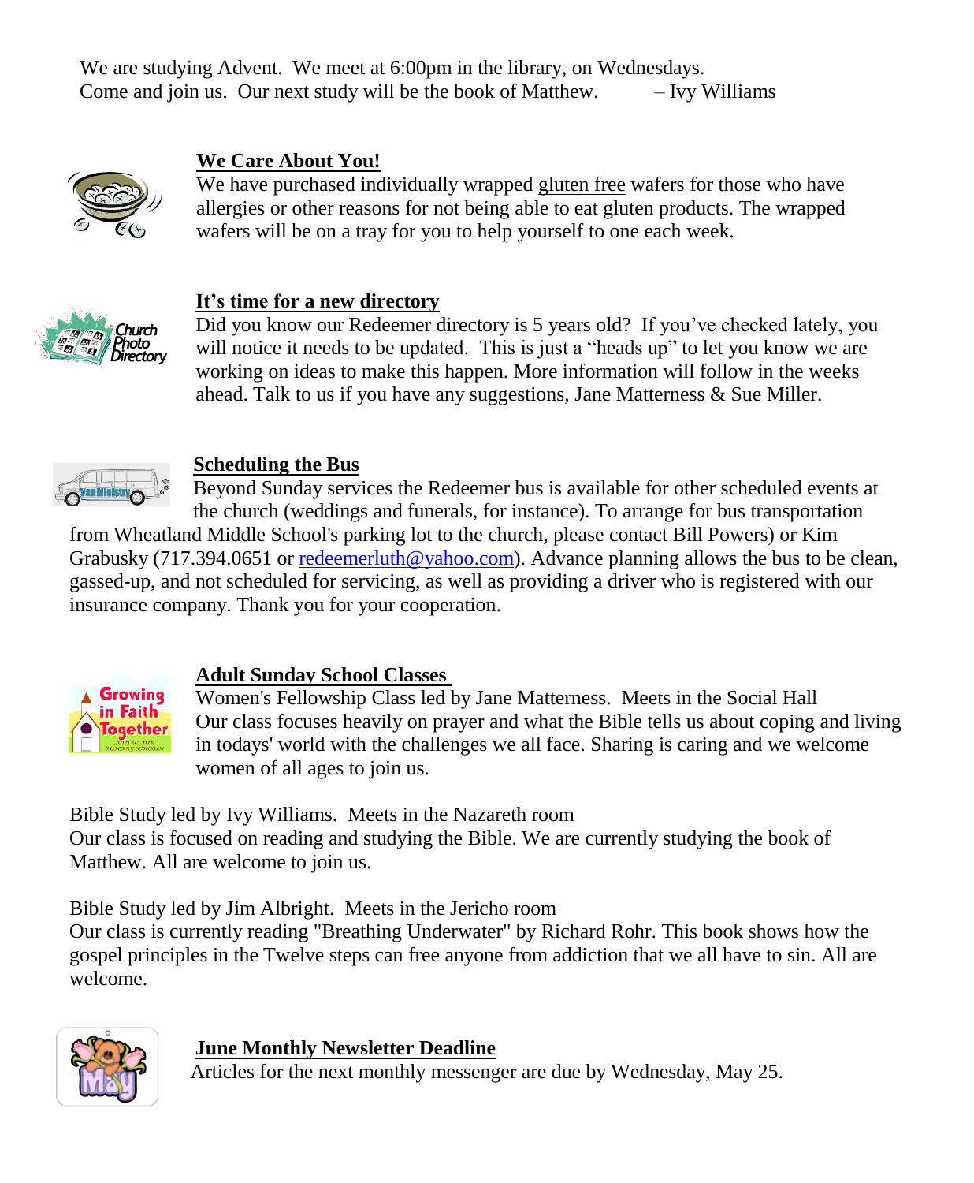We are studying Advent. We meet at 6:00pm in the library, on Wednesdays. Come and join us. Our next study will be the book of Matthew. – Ivy Williams

## We Care About You!

We have purchased individually wrapped gluten free wafers for those who have allergies or other reasons for not being able to eat gluten products. The wrapped wafers will be on a tray for you to help yourself to one each week.

## It's time for a new directory

Did you know our Redeemer directory is 5 years old? If you've checked lately, you will notice it needs to be updated. This is just a "heads up" to let you know we are working on ideas to make this happen. More information will follow in the weeks ahead. Talk to us if you have any suggestions, Jane Matterness & Sue Miller.

## Scheduling the Bus

Beyond Sunday services the Redeemer bus is available for other scheduled events at the church (weddings and funerals, for instance). To arrange for bus transportation from Wheatland Middle School's parking lot to the church, please contact Bill Powers) or Kim Grabusky (717.394.0651 or redeemerluth@yahoo.com). Advance planning allows the bus to be clean, gassed-up, and not scheduled for servicing, as well as providing a driver who is registered with our insurance company. Thank you for your cooperation.

## Adult Sunday School Classes

Women's Fellowship Class led by Jane Matterness. Meets in the Social Hall
Our class focuses heavily on prayer and what the Bible tells us about coping and living in todays' world with the challenges we all face. Sharing is caring and we welcome women of all ages to join us.

Bible Study led by Ivy Williams. Meets in the Nazareth room
Our class is focused on reading and studying the Bible. We are currently studying the book of Matthew. All are welcome to join us.

Bible Study led by Jim Albright. Meets in the Jericho room
Our class is currently reading "Breathing Underwater" by Richard Rohr. This book shows how the gospel principles in the Twelve steps can free anyone from addiction that we all have to sin. All are welcome.

## June Monthly Newsletter Deadline

Articles for the next monthly messenger are due by Wednesday, May 25.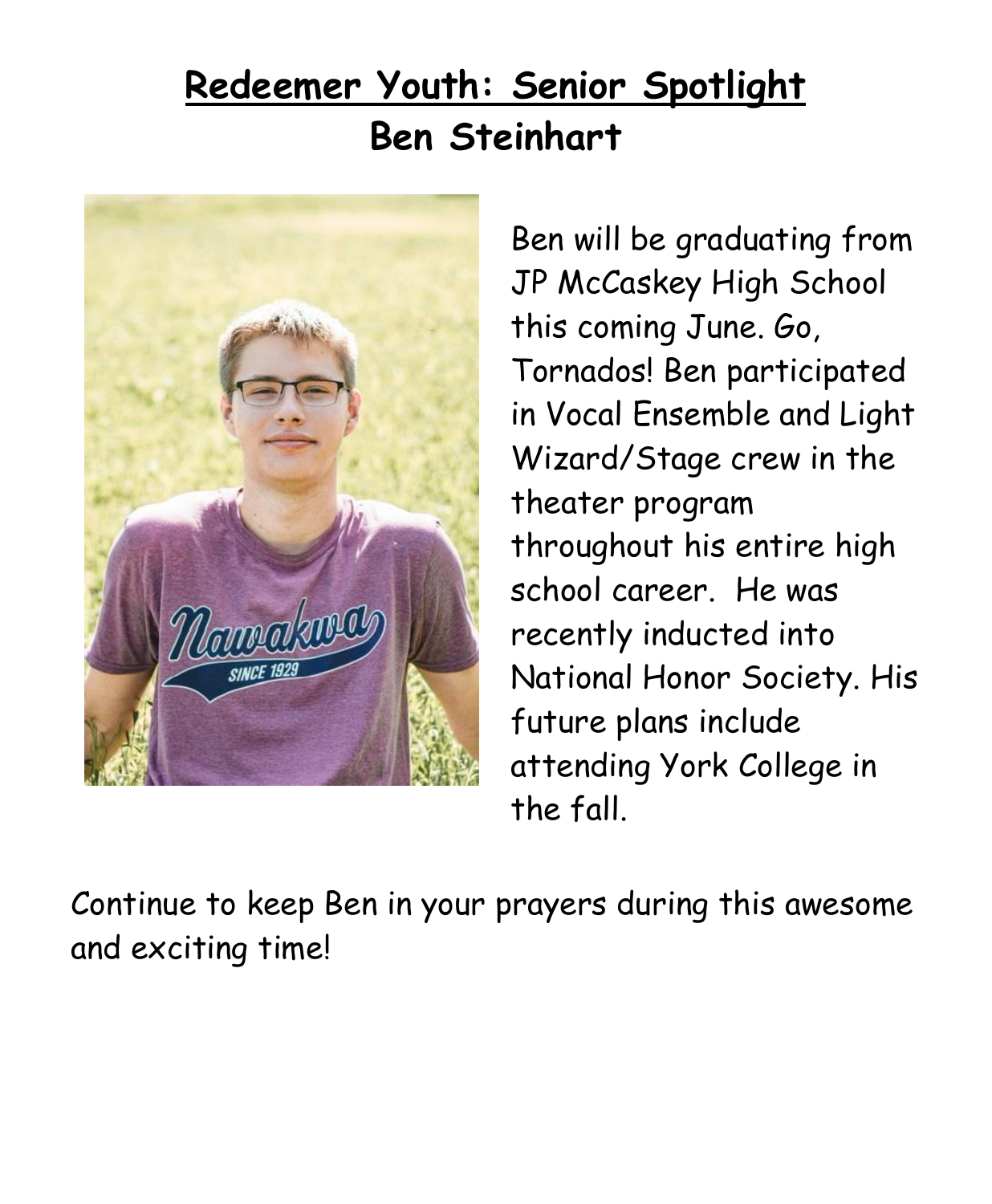# Redeemer Youth: Senior Spotlight
## Ben Steinhart

Ben will be graduating from JP McCaskey High School this coming June. Go, Tornados! Ben participated in Vocal Ensemble and Light Wizard/Stage crew in the theater program throughout his entire high school career. He was recently inducted into National Honor Society. His future plans include attending York College in the fall.

Continue to keep Ben in your prayers during this awesome and exciting time!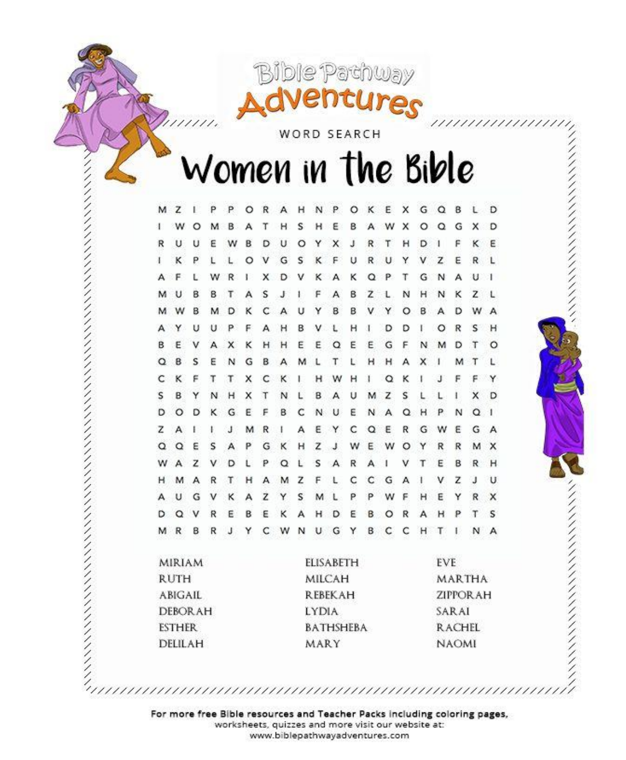Bible Pathway Adventures

WORD SEARCH

# Women in the Bible

```
M Z I P P O R A H N P O K E X G Q B L D
I W O M B A T H S H E B A W X O Q G X D
R U U E W B D U O Y X J R T H D I F K E
I K P L L O V G S K F U R U Y V Z E R L
A F L W R I X D V K A K Q P T G N A U I
M U B B T A S J I F A B Z L N H N K Z L
M W B M D K C A U Y B B V Y O B A D W A
A Y U U P F A H B V L H I D D I O R S H
B E V A X K H H E E Q E E G F N M D T O
Q B S E N G B A M L T L H H A X I M T L
C K F T T X C K I H W H I Q K I J F F Y
S B Y N H X T N L B A U M Z S L L I X D
D O D K G E F B C N U E N A Q H P N Q I
Z A I I J M R I A E Y C Q E R G W E G A
Q Q E S A P G K H Z J W E W O Y R R M X
W A Z V D L P Q L S A R A I V T E B R H
H M A R T H A M Z F L C C G A I V Z J U
A U G V K A Z Y S M L P P W F H E Y R X
D Q V R E B E K A H D E B O R A H P T S
M R B R J Y C W N U G Y B C C H T I N A
```

| | | |
|---|---|---|
| MIRIAM | ELISABETH | EVE |
| RUTH | MILCAH | MARTHA |
| ABIGAIL | REBEKAH | ZIPPORAH |
| DEBORAH | LYDIA | SARAI |
| ESTHER | BATHSHEBA | RACHEL |
| DELILAH | MARY | NAOMI |

**For more free Bible resources and Teacher Packs including coloring pages,** worksheets, quizzes and more visit our website at: www.biblepathwayadventures.com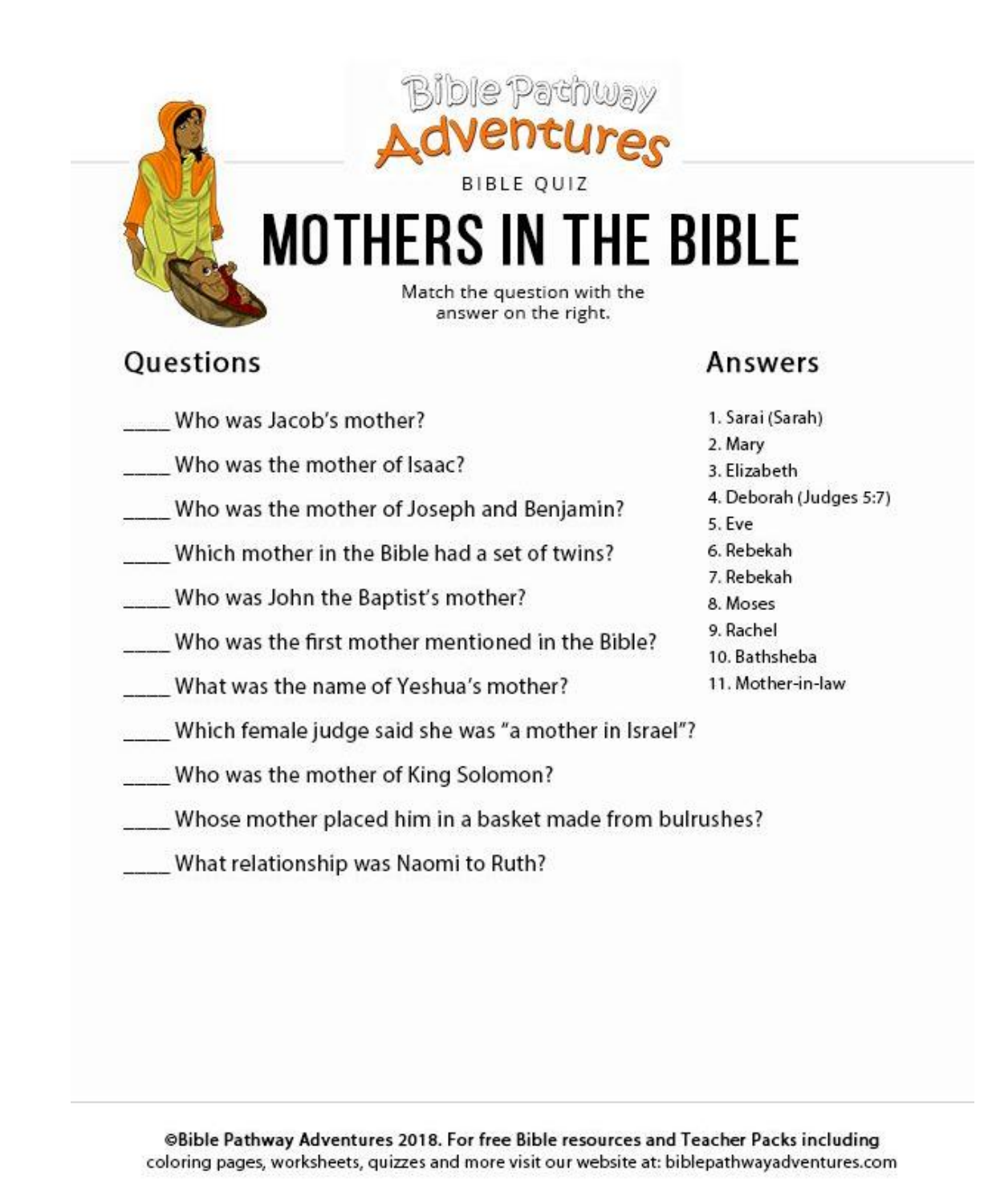Bible Pathway Adventures

BIBLE QUIZ

# MOTHERS IN THE BIBLE

Match the question with the answer on the right.

## Questions

_____ Who was Jacob's mother?

_____ Who was the mother of Isaac?

_____ Who was the mother of Joseph and Benjamin?

_____ Which mother in the Bible had a set of twins?

_____ Who was John the Baptist's mother?

_____ Who was the first mother mentioned in the Bible?

_____ What was the name of Yeshua's mother?

_____ Which female judge said she was "a mother in Israel"?

_____ Who was the mother of King Solomon?

_____ Whose mother placed him in a basket made from bulrushes?

_____ What relationship was Naomi to Ruth?

## Answers

1. Sarai (Sarah)
2. Mary
3. Elizabeth
4. Deborah (Judges 5:7)
5. Eve
6. Rebekah
7. Rebekah
8. Moses
9. Rachel
10. Bathsheba
11. Mother-in-law

©Bible Pathway Adventures 2018. For free Bible resources and Teacher Packs including coloring pages, worksheets, quizzes and more visit our website at: biblepathwayadventures.com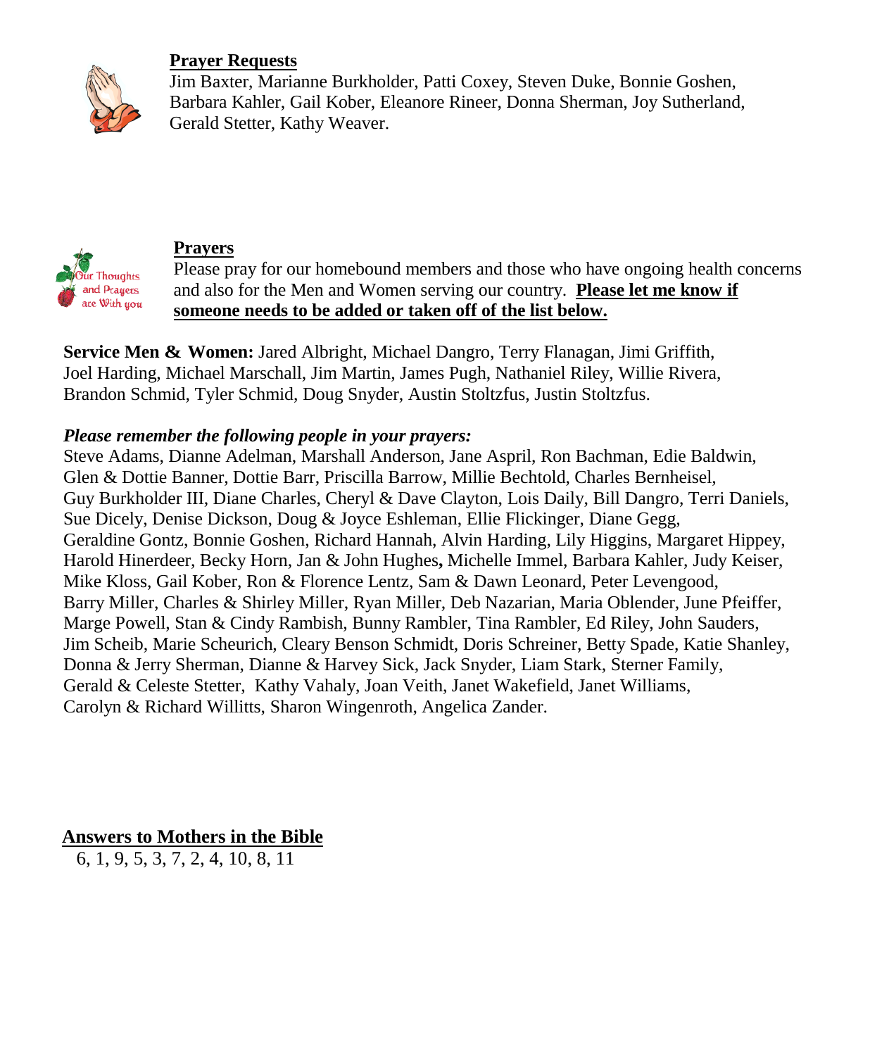## Prayer Requests

Jim Baxter, Marianne Burkholder, Patti Coxey, Steven Duke, Bonnie Goshen, Barbara Kahler, Gail Kober, Eleanore Rineer, Donna Sherman, Joy Sutherland, Gerald Stetter, Kathy Weaver.

## Prayers

Please pray for our homebound members and those who have ongoing health concerns and also for the Men and Women serving our country. **Please let me know if someone needs to be added or taken off of the list below.**

**Service Men & Women:** Jared Albright, Michael Dangro, Terry Flanagan, Jimi Griffith, Joel Harding, Michael Marschall, Jim Martin, James Pugh, Nathaniel Riley, Willie Rivera, Brandon Schmid, Tyler Schmid, Doug Snyder, Austin Stoltzfus, Justin Stoltzfus.

***Please remember the following people in your prayers:***

Steve Adams, Dianne Adelman, Marshall Anderson, Jane Aspril, Ron Bachman, Edie Baldwin, Glen & Dottie Banner, Dottie Barr, Priscilla Barrow, Millie Bechtold, Charles Bernheisel, Guy Burkholder III, Diane Charles, Cheryl & Dave Clayton, Lois Daily, Bill Dangro, Terri Daniels, Sue Dicely, Denise Dickson, Doug & Joyce Eshleman, Ellie Flickinger, Diane Gegg, Geraldine Gontz, Bonnie Goshen, Richard Hannah, Alvin Harding, Lily Higgins, Margaret Hippey, Harold Hinerdeer, Becky Horn, Jan & John Hughes, Michelle Immel, Barbara Kahler, Judy Keiser, Mike Kloss, Gail Kober, Ron & Florence Lentz, Sam & Dawn Leonard, Peter Levengood, Barry Miller, Charles & Shirley Miller, Ryan Miller, Deb Nazarian, Maria Oblender, June Pfeiffer, Marge Powell, Stan & Cindy Rambish, Bunny Rambler, Tina Rambler, Ed Riley, John Sauders, Jim Scheib, Marie Scheurich, Cleary Benson Schmidt, Doris Schreiner, Betty Spade, Katie Shanley, Donna & Jerry Sherman, Dianne & Harvey Sick, Jack Snyder, Liam Stark, Sterner Family, Gerald & Celeste Stetter, Kathy Vahaly, Joan Veith, Janet Wakefield, Janet Williams, Carolyn & Richard Willitts, Sharon Wingenroth, Angelica Zander.

## Answers to Mothers in the Bible

6, 1, 9, 5, 3, 7, 2, 4, 10, 8, 11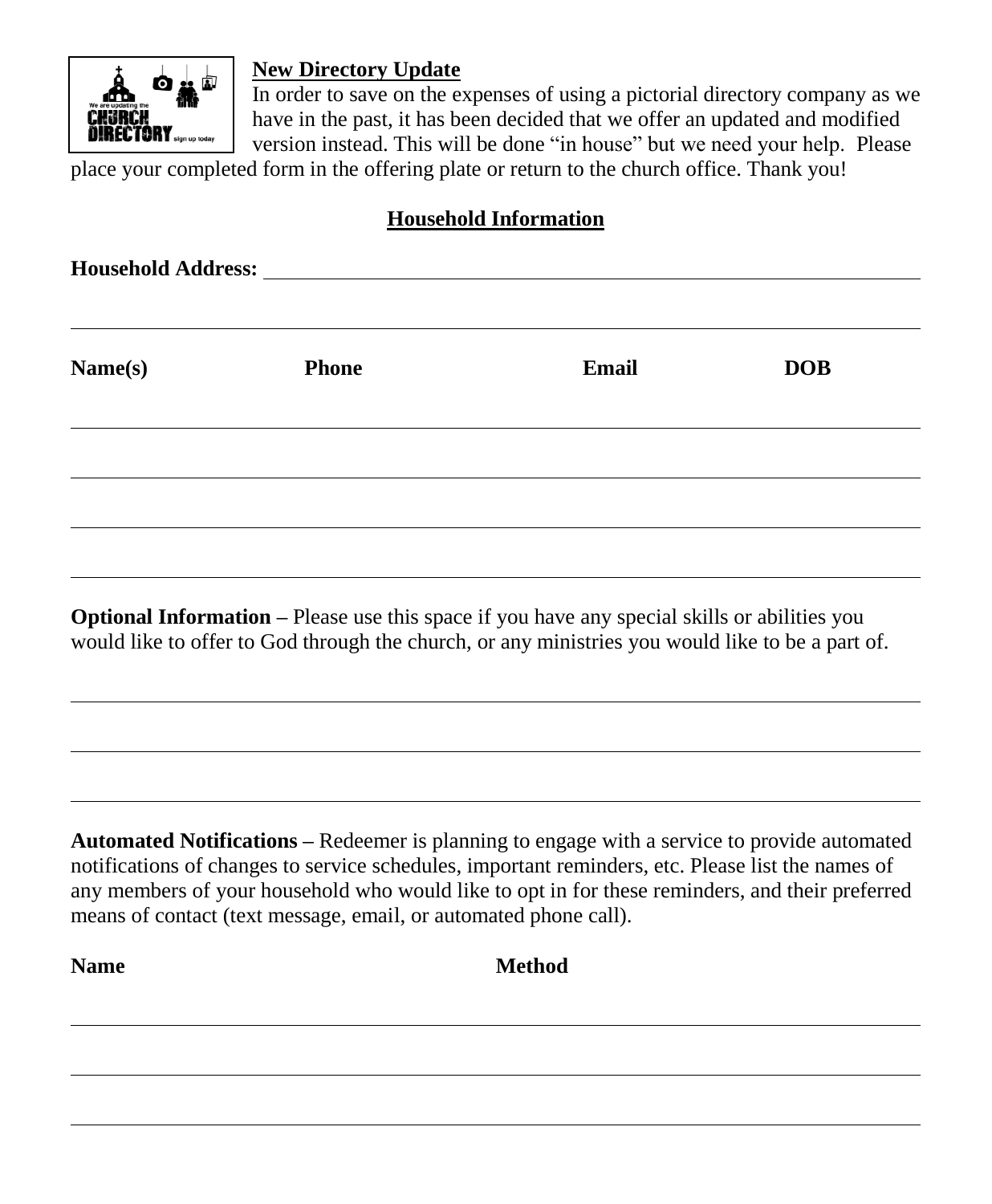**New Directory Update**

In order to save on the expenses of using a pictorial directory company as we have in the past, it has been decided that we offer an updated and modified version instead. This will be done "in house" but we need your help. Please place your completed form in the offering plate or return to the church office. Thank you!

**Household Information**

**Household Address:** \_\_\_\_\_\_\_\_\_\_\_\_\_\_\_\_\_\_\_\_\_\_\_\_\_\_\_\_\_\_\_\_\_\_\_\_\_\_\_\_\_\_\_\_\_\_\_\_\_\_\_\_\_\_\_\_

\_\_\_\_\_\_\_\_\_\_\_\_\_\_\_\_\_\_\_\_\_\_\_\_\_\_\_\_\_\_\_\_\_\_\_\_\_\_\_\_\_\_\_\_\_\_\_\_\_\_\_\_\_\_\_\_\_\_\_\_\_\_\_\_\_\_\_\_\_\_

| Name(s) | Phone | Email | DOB |
|---|---|---|---|
| | | | |
| | | | |
| | | | |
| | | | |

**Optional Information –** Please use this space if you have any special skills or abilities you would like to offer to God through the church, or any ministries you would like to be a part of.

\_\_\_\_\_\_\_\_\_\_\_\_\_\_\_\_\_\_\_\_\_\_\_\_\_\_\_\_\_\_\_\_\_\_\_\_\_\_\_\_\_\_\_\_\_\_\_\_\_\_\_\_\_\_\_\_\_\_\_\_\_\_\_\_\_\_\_\_\_\_

\_\_\_\_\_\_\_\_\_\_\_\_\_\_\_\_\_\_\_\_\_\_\_\_\_\_\_\_\_\_\_\_\_\_\_\_\_\_\_\_\_\_\_\_\_\_\_\_\_\_\_\_\_\_\_\_\_\_\_\_\_\_\_\_\_\_\_\_\_\_

\_\_\_\_\_\_\_\_\_\_\_\_\_\_\_\_\_\_\_\_\_\_\_\_\_\_\_\_\_\_\_\_\_\_\_\_\_\_\_\_\_\_\_\_\_\_\_\_\_\_\_\_\_\_\_\_\_\_\_\_\_\_\_\_\_\_\_\_\_\_

**Automated Notifications –** Redeemer is planning to engage with a service to provide automated notifications of changes to service schedules, important reminders, etc. Please list the names of any members of your household who would like to opt in for these reminders, and their preferred means of contact (text message, email, or automated phone call).

| Name | Method |
|---|---|
| | |
| | |
| | |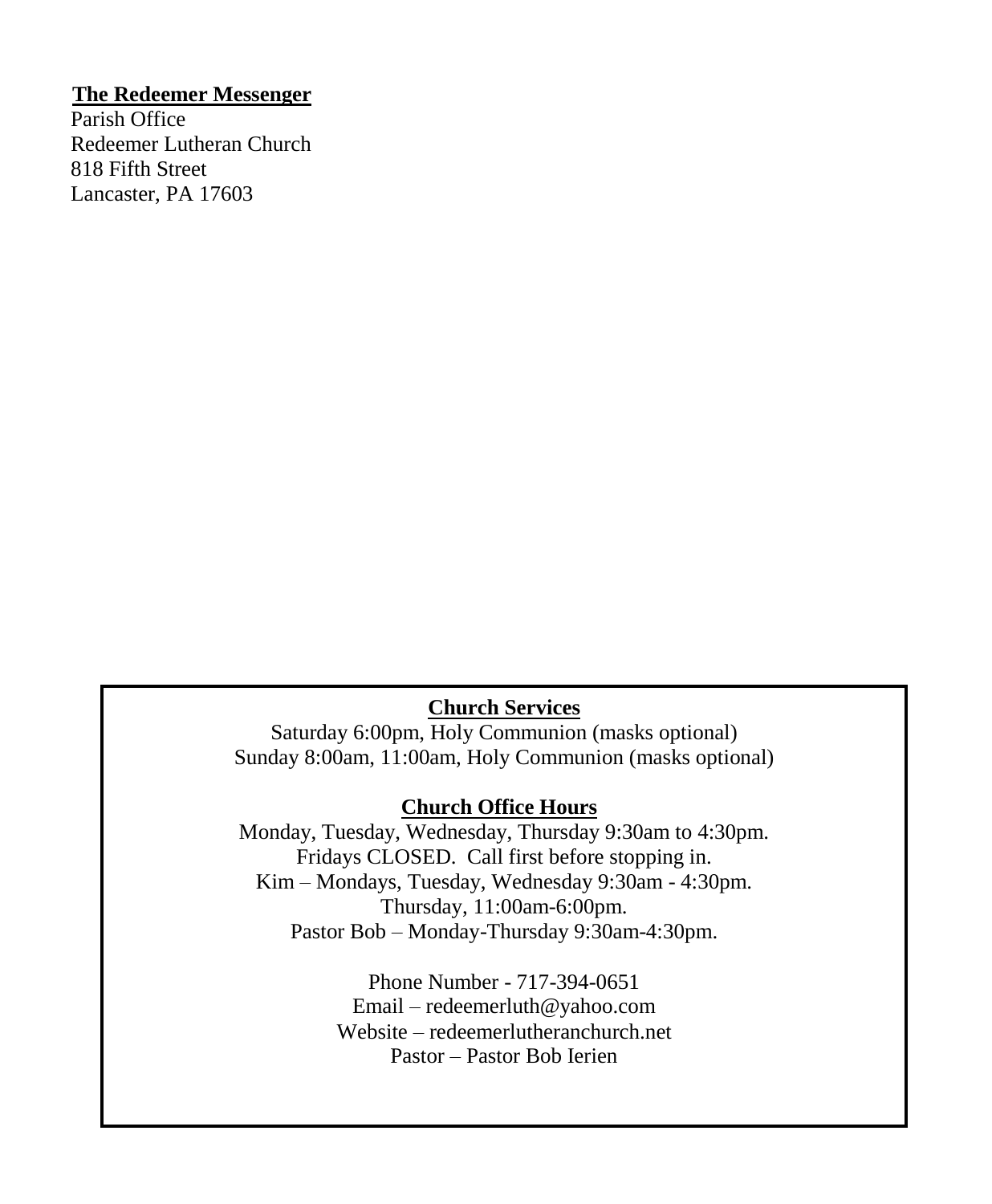**The Redeemer Messenger**

Parish Office
Redeemer Lutheran Church
818 Fifth Street
Lancaster, PA 17603

**Church Services**

Saturday 6:00pm, Holy Communion (masks optional)
Sunday 8:00am, 11:00am, Holy Communion (masks optional)

**Church Office Hours**

Monday, Tuesday, Wednesday, Thursday 9:30am to 4:30pm.
Fridays CLOSED. Call first before stopping in.
Kim – Mondays, Tuesday, Wednesday 9:30am - 4:30pm.
Thursday, 11:00am-6:00pm.
Pastor Bob – Monday-Thursday 9:30am-4:30pm.

Phone Number - 717-394-0651
Email – redeemerluth@yahoo.com
Website – redeemerlutheranchurch.net
Pastor – Pastor Bob Ierien